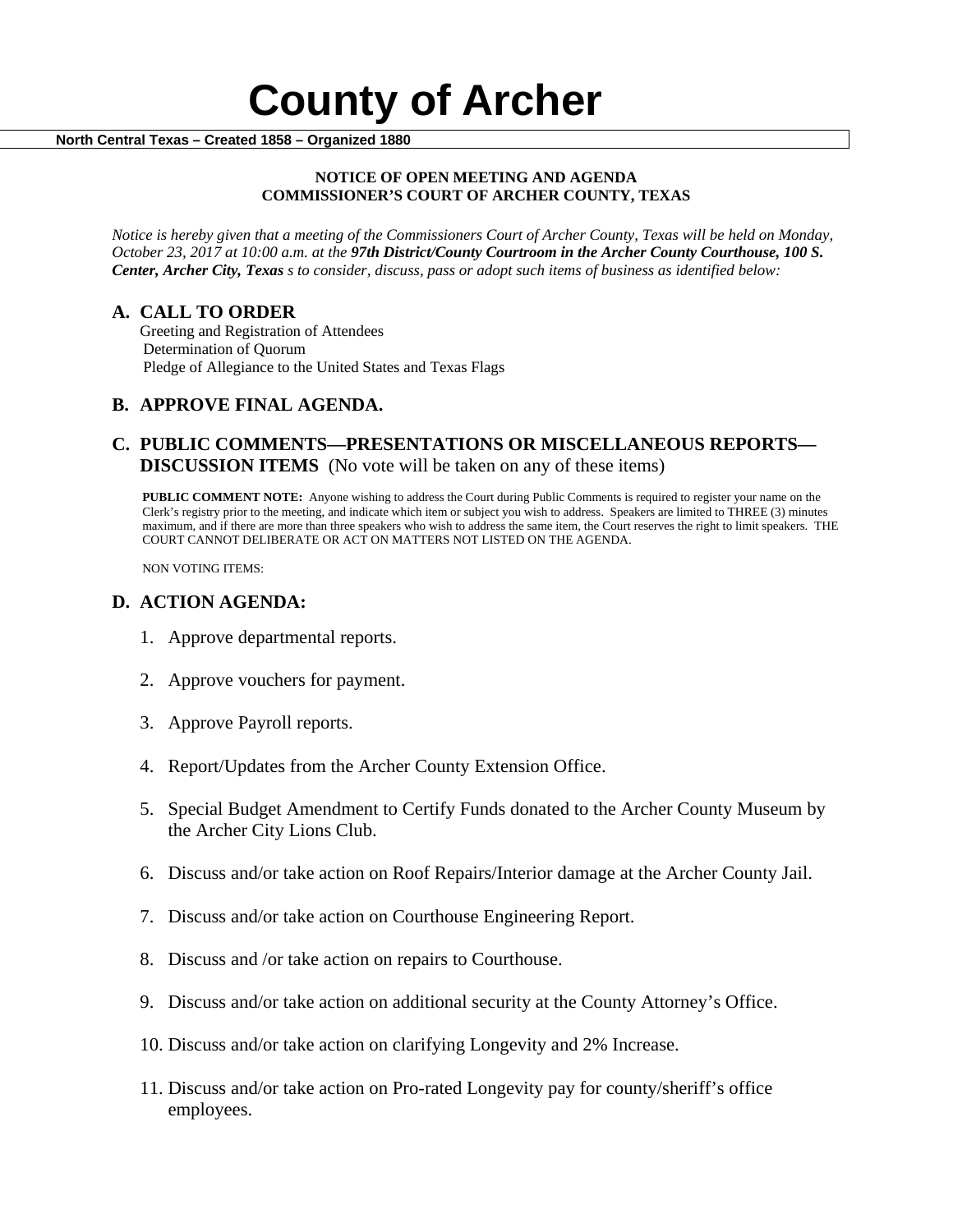# County of Archer

**North Central Texas – Created 1858 – Organized 1880**

**NOTICE OF OPEN MEETING AND AGENDA**
**COMMISSIONER'S COURT OF ARCHER COUNTY, TEXAS**

*Notice is hereby given that a meeting of the Commissioners Court of Archer County, Texas will be held on Monday, October 23, 2017 at 10:00 a.m. at the **97th District/County Courtroom in the Archer County Courthouse, 100 S. Center, Archer City, Texas** s to consider, discuss, pass or adopt such items of business as identified below:*

## A. CALL TO ORDER

Greeting and Registration of Attendees
Determination of Quorum
Pledge of Allegiance to the United States and Texas Flags

## B. APPROVE FINAL AGENDA.

## C. PUBLIC COMMENTS—PRESENTATIONS OR MISCELLANEOUS REPORTS—DISCUSSION ITEMS (No vote will be taken on any of these items)

**PUBLIC COMMENT NOTE:** Anyone wishing to address the Court during Public Comments is required to register your name on the Clerk's registry prior to the meeting, and indicate which item or subject you wish to address. Speakers are limited to THREE (3) minutes maximum, and if there are more than three speakers who wish to address the same item, the Court reserves the right to limit speakers. THE COURT CANNOT DELIBERATE OR ACT ON MATTERS NOT LISTED ON THE AGENDA.

NON VOTING ITEMS:

## D. ACTION AGENDA:

1. Approve departmental reports.
2. Approve vouchers for payment.
3. Approve Payroll reports.
4. Report/Updates from the Archer County Extension Office.
5. Special Budget Amendment to Certify Funds donated to the Archer County Museum by the Archer City Lions Club.
6. Discuss and/or take action on Roof Repairs/Interior damage at the Archer County Jail.
7. Discuss and/or take action on Courthouse Engineering Report.
8. Discuss and /or take action on repairs to Courthouse.
9. Discuss and/or take action on additional security at the County Attorney's Office.
10. Discuss and/or take action on clarifying Longevity and 2% Increase.
11. Discuss and/or take action on Pro-rated Longevity pay for county/sheriff's office employees.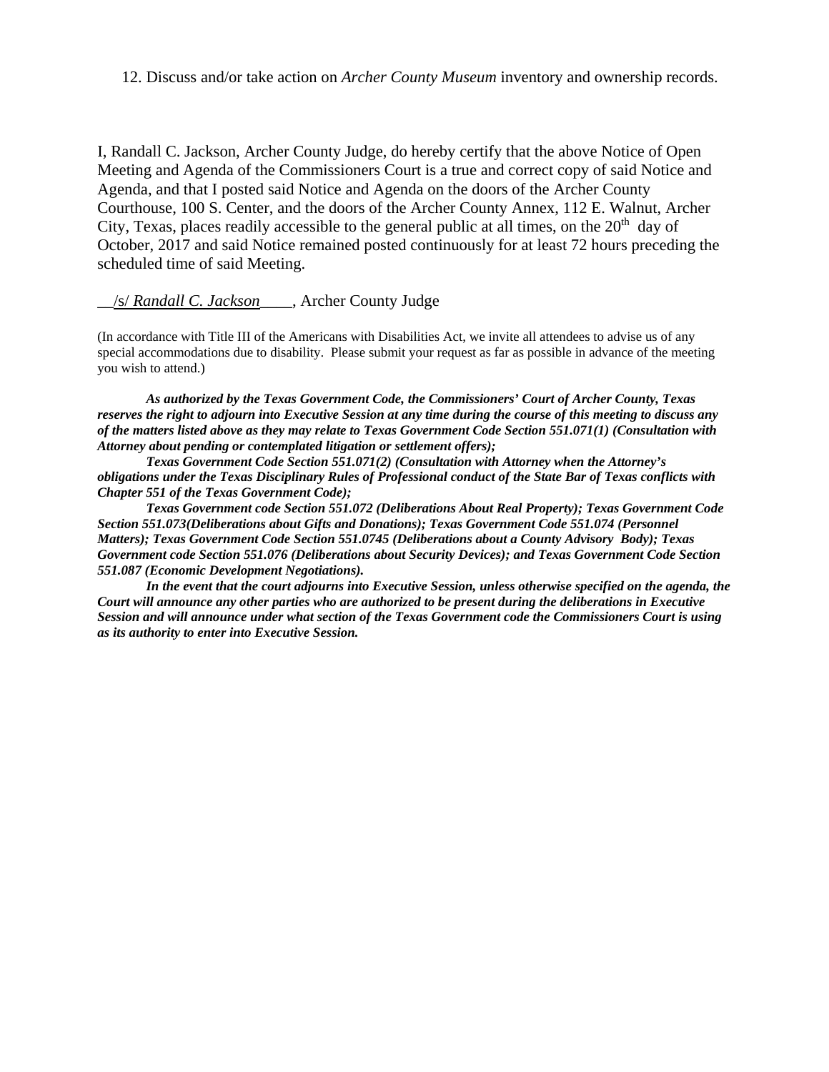12. Discuss and/or take action on *Archer County Museum* inventory and ownership records.

I, Randall C. Jackson, Archer County Judge, do hereby certify that the above Notice of Open Meeting and Agenda of the Commissioners Court is a true and correct copy of said Notice and Agenda, and that I posted said Notice and Agenda on the doors of the Archer County Courthouse, 100 S. Center, and the doors of the Archer County Annex, 112 E. Walnut, Archer City, Texas, places readily accessible to the general public at all times, on the 20th day of October, 2017 and said Notice remained posted continuously for at least 72 hours preceding the scheduled time of said Meeting.

__/s/ *Randall C. Jackson*____, Archer County Judge

(In accordance with Title III of the Americans with Disabilities Act, we invite all attendees to advise us of any special accommodations due to disability. Please submit your request as far as possible in advance of the meeting you wish to attend.)

***As authorized by the Texas Government Code, the Commissioners' Court of Archer County, Texas reserves the right to adjourn into Executive Session at any time during the course of this meeting to discuss any of the matters listed above as they may relate to Texas Government Code Section 551.071(1) (Consultation with Attorney about pending or contemplated litigation or settlement offers);***

***Texas Government Code Section 551.071(2) (Consultation with Attorney when the Attorney's obligations under the Texas Disciplinary Rules of Professional conduct of the State Bar of Texas conflicts with Chapter 551 of the Texas Government Code);***

***Texas Government code Section 551.072 (Deliberations About Real Property); Texas Government Code Section 551.073(Deliberations about Gifts and Donations); Texas Government Code 551.074 (Personnel Matters); Texas Government Code Section 551.0745 (Deliberations about a County Advisory Body); Texas Government code Section 551.076 (Deliberations about Security Devices); and Texas Government Code Section 551.087 (Economic Development Negotiations).***

***In the event that the court adjourns into Executive Session, unless otherwise specified on the agenda, the Court will announce any other parties who are authorized to be present during the deliberations in Executive Session and will announce under what section of the Texas Government code the Commissioners Court is using as its authority to enter into Executive Session.***